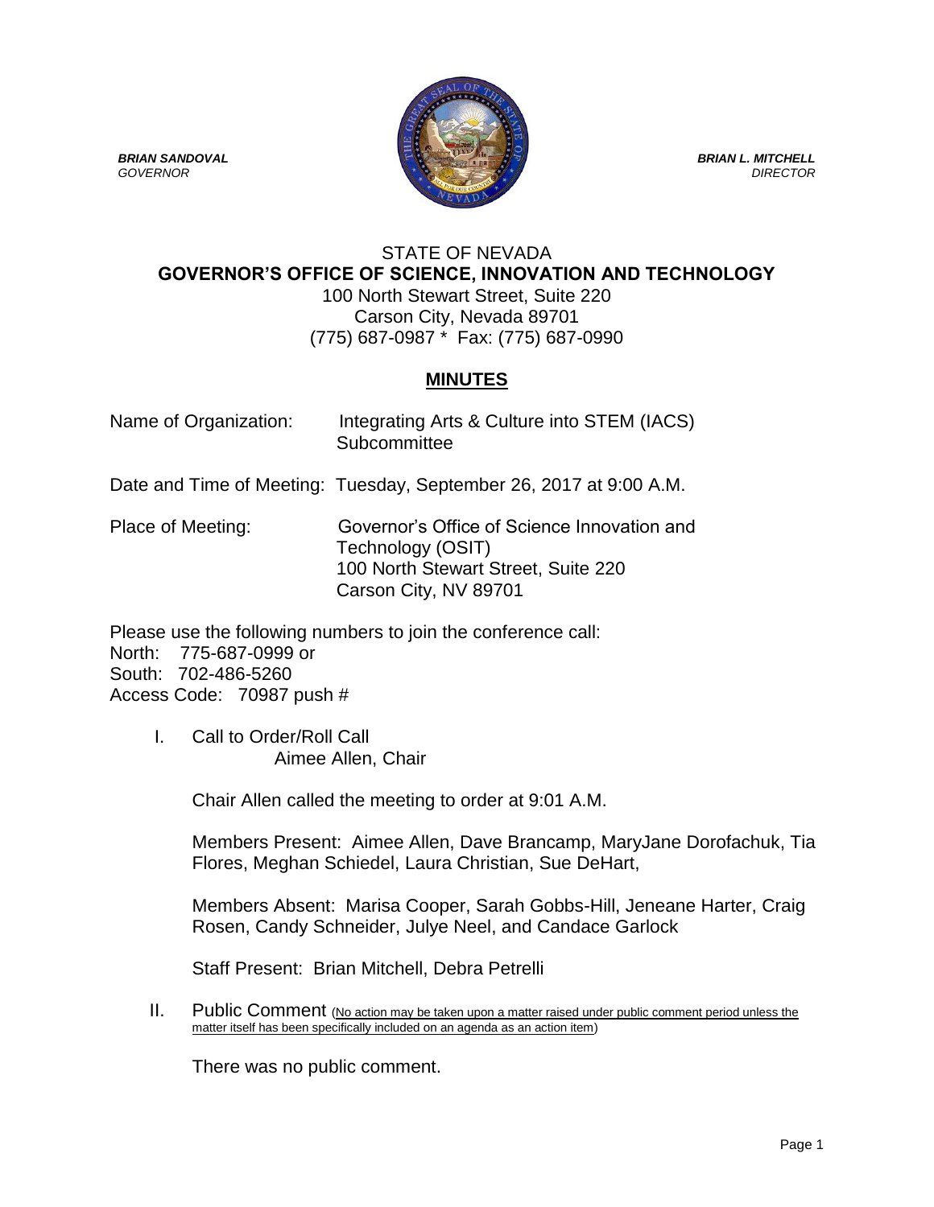***BRIAN SANDOVAL***
*GOVERNOR*

***BRIAN L. MITCHELL***
*DIRECTOR*

STATE OF NEVADA
**GOVERNOR'S OFFICE OF SCIENCE, INNOVATION AND TECHNOLOGY**
100 North Stewart Street, Suite 220
Carson City, Nevada 89701
(775) 687-0987 * Fax: (775) 687-0990

## MINUTES

Name of Organization: Integrating Arts & Culture into STEM (IACS) Subcommittee

Date and Time of Meeting: Tuesday, September 26, 2017 at 9:00 A.M.

Place of Meeting: Governor's Office of Science Innovation and Technology (OSIT)
100 North Stewart Street, Suite 220
Carson City, NV 89701

Please use the following numbers to join the conference call:
North: 775-687-0999 or
South: 702-486-5260
Access Code: 70987 push #

I. Call to Order/Roll Call
Aimee Allen, Chair

Chair Allen called the meeting to order at 9:01 A.M.

Members Present: Aimee Allen, Dave Brancamp, MaryJane Dorofachuk, Tia Flores, Meghan Schiedel, Laura Christian, Sue DeHart,

Members Absent: Marisa Cooper, Sarah Gobbs-Hill, Jeneane Harter, Craig Rosen, Candy Schneider, Julye Neel, and Candace Garlock

Staff Present: Brian Mitchell, Debra Petrelli

II. Public Comment (No action may be taken upon a matter raised under public comment period unless the matter itself has been specifically included on an agenda as an action item)

There was no public comment.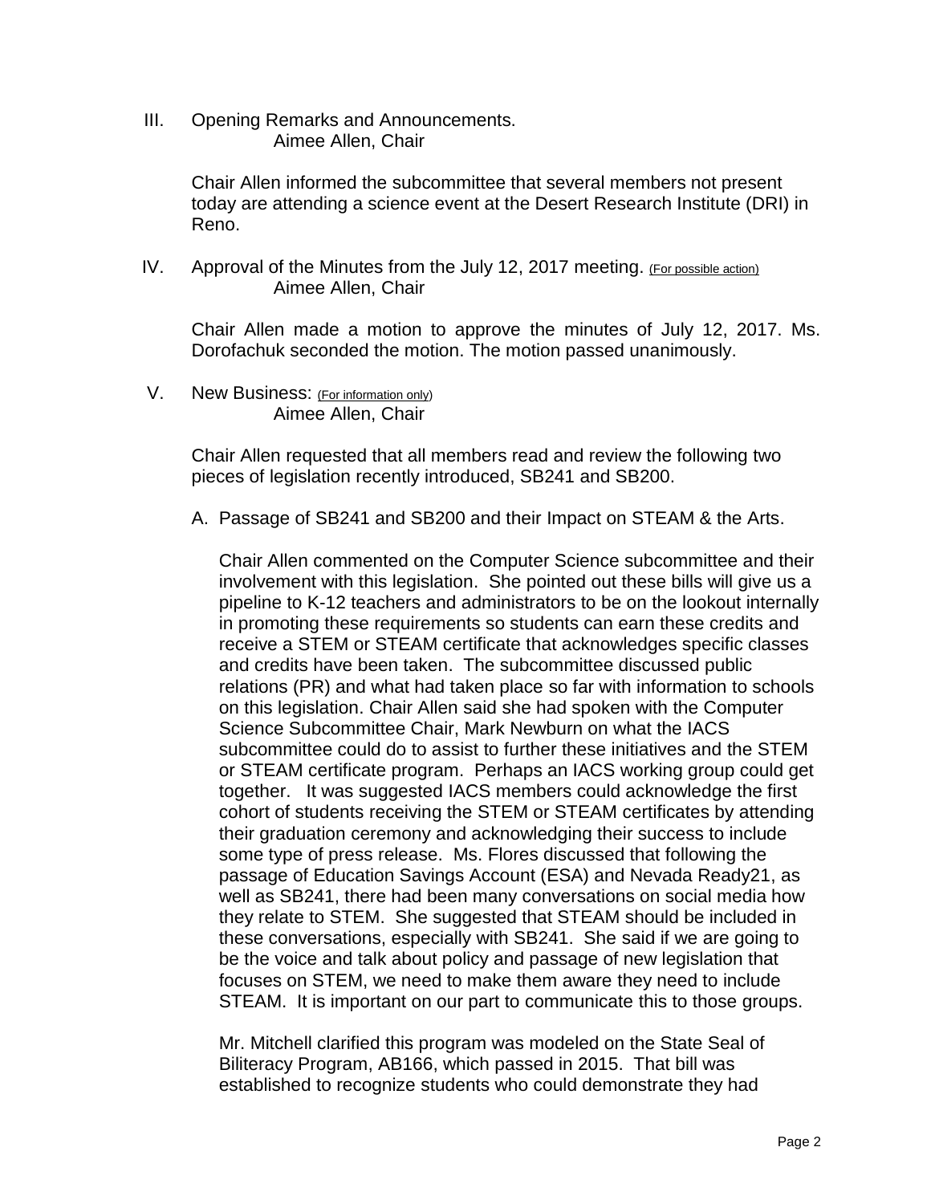III. Opening Remarks and Announcements.
Aimee Allen, Chair

Chair Allen informed the subcommittee that several members not present today are attending a science event at the Desert Research Institute (DRI) in Reno.

IV. Approval of the Minutes from the July 12, 2017 meeting. (For possible action)
Aimee Allen, Chair

Chair Allen made a motion to approve the minutes of July 12, 2017. Ms. Dorofachuk seconded the motion. The motion passed unanimously.

V. New Business: (For information only)
Aimee Allen, Chair

Chair Allen requested that all members read and review the following two pieces of legislation recently introduced, SB241 and SB200.

A. Passage of SB241 and SB200 and their Impact on STEAM & the Arts.

Chair Allen commented on the Computer Science subcommittee and their involvement with this legislation. She pointed out these bills will give us a pipeline to K-12 teachers and administrators to be on the lookout internally in promoting these requirements so students can earn these credits and receive a STEM or STEAM certificate that acknowledges specific classes and credits have been taken. The subcommittee discussed public relations (PR) and what had taken place so far with information to schools on this legislation. Chair Allen said she had spoken with the Computer Science Subcommittee Chair, Mark Newburn on what the IACS subcommittee could do to assist to further these initiatives and the STEM or STEAM certificate program. Perhaps an IACS working group could get together. It was suggested IACS members could acknowledge the first cohort of students receiving the STEM or STEAM certificates by attending their graduation ceremony and acknowledging their success to include some type of press release. Ms. Flores discussed that following the passage of Education Savings Account (ESA) and Nevada Ready21, as well as SB241, there had been many conversations on social media how they relate to STEM. She suggested that STEAM should be included in these conversations, especially with SB241. She said if we are going to be the voice and talk about policy and passage of new legislation that focuses on STEM, we need to make them aware they need to include STEAM. It is important on our part to communicate this to those groups.

Mr. Mitchell clarified this program was modeled on the State Seal of Biliteracy Program, AB166, which passed in 2015. That bill was established to recognize students who could demonstrate they had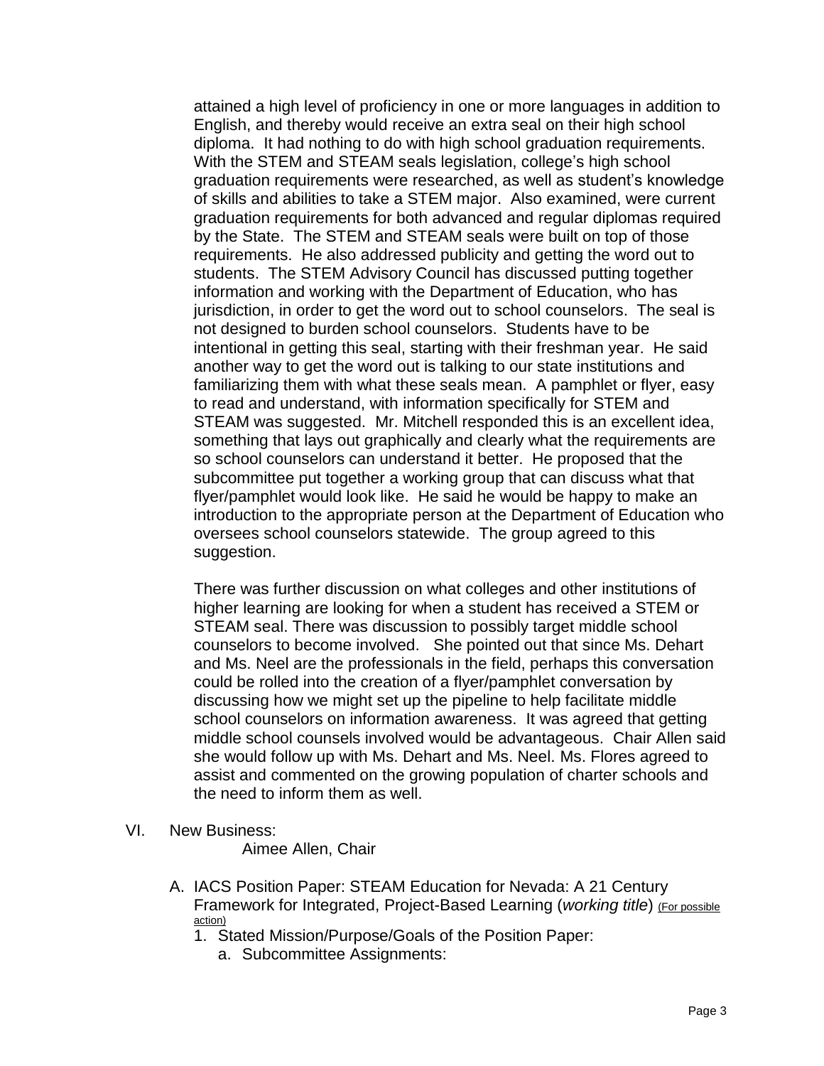attained a high level of proficiency in one or more languages in addition to English, and thereby would receive an extra seal on their high school diploma. It had nothing to do with high school graduation requirements. With the STEM and STEAM seals legislation, college's high school graduation requirements were researched, as well as student's knowledge of skills and abilities to take a STEM major. Also examined, were current graduation requirements for both advanced and regular diplomas required by the State. The STEM and STEAM seals were built on top of those requirements. He also addressed publicity and getting the word out to students. The STEM Advisory Council has discussed putting together information and working with the Department of Education, who has jurisdiction, in order to get the word out to school counselors. The seal is not designed to burden school counselors. Students have to be intentional in getting this seal, starting with their freshman year. He said another way to get the word out is talking to our state institutions and familiarizing them with what these seals mean. A pamphlet or flyer, easy to read and understand, with information specifically for STEM and STEAM was suggested. Mr. Mitchell responded this is an excellent idea, something that lays out graphically and clearly what the requirements are so school counselors can understand it better. He proposed that the subcommittee put together a working group that can discuss what that flyer/pamphlet would look like. He said he would be happy to make an introduction to the appropriate person at the Department of Education who oversees school counselors statewide. The group agreed to this suggestion.

There was further discussion on what colleges and other institutions of higher learning are looking for when a student has received a STEM or STEAM seal. There was discussion to possibly target middle school counselors to become involved. She pointed out that since Ms. Dehart and Ms. Neel are the professionals in the field, perhaps this conversation could be rolled into the creation of a flyer/pamphlet conversation by discussing how we might set up the pipeline to help facilitate middle school counselors on information awareness. It was agreed that getting middle school counsels involved would be advantageous. Chair Allen said she would follow up with Ms. Dehart and Ms. Neel. Ms. Flores agreed to assist and commented on the growing population of charter schools and the need to inform them as well.

VI. New Business:
Aimee Allen, Chair

A. IACS Position Paper: STEAM Education for Nevada: A 21 Century Framework for Integrated, Project-Based Learning (*working title*) (For possible action)
   1. Stated Mission/Purpose/Goals of the Position Paper:
      a. Subcommittee Assignments: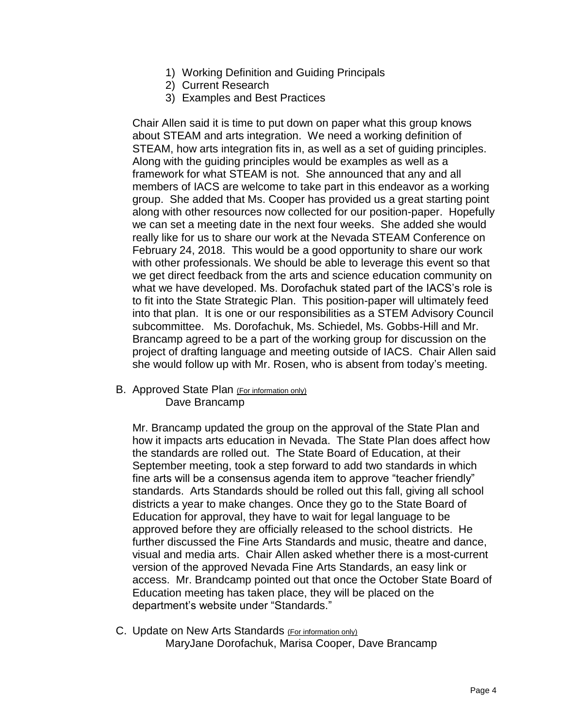1) Working Definition and Guiding Principals
2) Current Research
3) Examples and Best Practices

Chair Allen said it is time to put down on paper what this group knows about STEAM and arts integration. We need a working definition of STEAM, how arts integration fits in, as well as a set of guiding principles. Along with the guiding principles would be examples as well as a framework for what STEAM is not. She announced that any and all members of IACS are welcome to take part in this endeavor as a working group. She added that Ms. Cooper has provided us a great starting point along with other resources now collected for our position-paper. Hopefully we can set a meeting date in the next four weeks. She added she would really like for us to share our work at the Nevada STEAM Conference on February 24, 2018. This would be a good opportunity to share our work with other professionals. We should be able to leverage this event so that we get direct feedback from the arts and science education community on what we have developed. Ms. Dorofachuk stated part of the IACS's role is to fit into the State Strategic Plan. This position-paper will ultimately feed into that plan. It is one or our responsibilities as a STEM Advisory Council subcommittee. Ms. Dorofachuk, Ms. Schiedel, Ms. Gobbs-Hill and Mr. Brancamp agreed to be a part of the working group for discussion on the project of drafting language and meeting outside of IACS. Chair Allen said she would follow up with Mr. Rosen, who is absent from today's meeting.

B. Approved State Plan (For information only)
Dave Brancamp

Mr. Brancamp updated the group on the approval of the State Plan and how it impacts arts education in Nevada. The State Plan does affect how the standards are rolled out. The State Board of Education, at their September meeting, took a step forward to add two standards in which fine arts will be a consensus agenda item to approve "teacher friendly" standards. Arts Standards should be rolled out this fall, giving all school districts a year to make changes. Once they go to the State Board of Education for approval, they have to wait for legal language to be approved before they are officially released to the school districts. He further discussed the Fine Arts Standards and music, theatre and dance, visual and media arts. Chair Allen asked whether there is a most-current version of the approved Nevada Fine Arts Standards, an easy link or access. Mr. Brandcamp pointed out that once the October State Board of Education meeting has taken place, they will be placed on the department's website under "Standards."

C. Update on New Arts Standards (For information only)
MaryJane Dorofachuk, Marisa Cooper, Dave Brancamp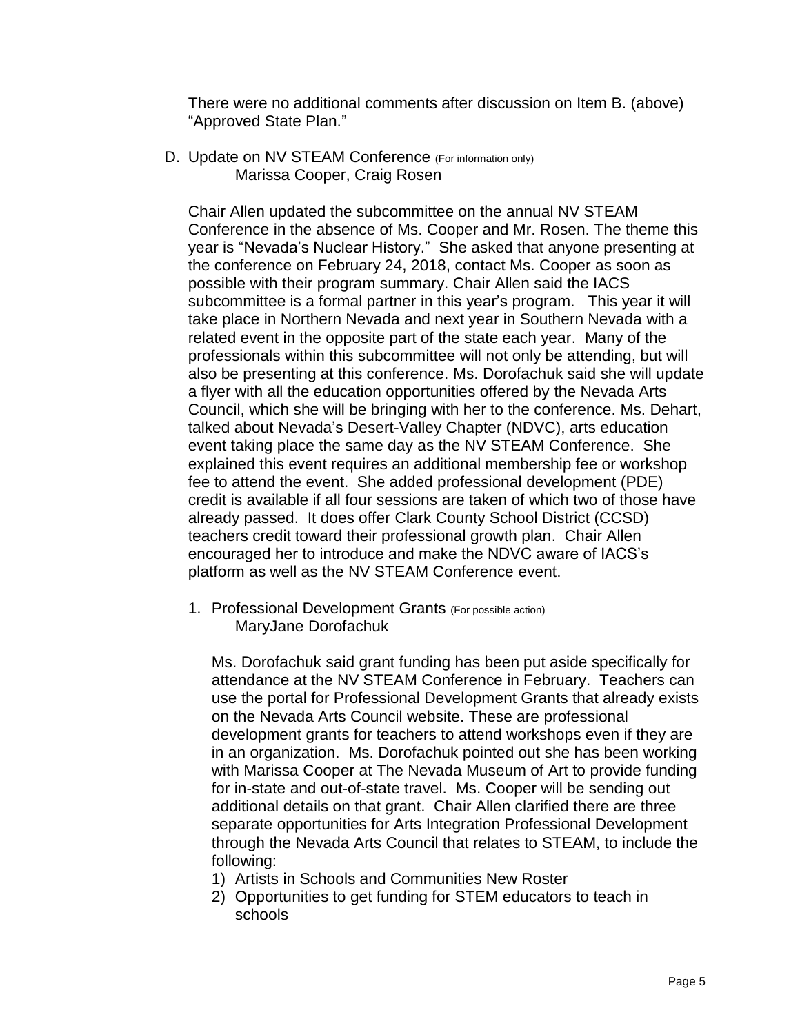There were no additional comments after discussion on Item B. (above) “Approved State Plan.”

D. Update on NV STEAM Conference (For information only)
   Marissa Cooper, Craig Rosen

Chair Allen updated the subcommittee on the annual NV STEAM Conference in the absence of Ms. Cooper and Mr. Rosen. The theme this year is “Nevada’s Nuclear History.” She asked that anyone presenting at the conference on February 24, 2018, contact Ms. Cooper as soon as possible with their program summary. Chair Allen said the IACS subcommittee is a formal partner in this year’s program. This year it will take place in Northern Nevada and next year in Southern Nevada with a related event in the opposite part of the state each year. Many of the professionals within this subcommittee will not only be attending, but will also be presenting at this conference. Ms. Dorofachuk said she will update a flyer with all the education opportunities offered by the Nevada Arts Council, which she will be bringing with her to the conference. Ms. Dehart, talked about Nevada’s Desert-Valley Chapter (NDVC), arts education event taking place the same day as the NV STEAM Conference. She explained this event requires an additional membership fee or workshop fee to attend the event. She added professional development (PDE) credit is available if all four sessions are taken of which two of those have already passed. It does offer Clark County School District (CCSD) teachers credit toward their professional growth plan. Chair Allen encouraged her to introduce and make the NDVC aware of IACS’s platform as well as the NV STEAM Conference event.

1. Professional Development Grants (For possible action)
   MaryJane Dorofachuk

   Ms. Dorofachuk said grant funding has been put aside specifically for attendance at the NV STEAM Conference in February. Teachers can use the portal for Professional Development Grants that already exists on the Nevada Arts Council website. These are professional development grants for teachers to attend workshops even if they are in an organization. Ms. Dorofachuk pointed out she has been working with Marissa Cooper at The Nevada Museum of Art to provide funding for in-state and out-of-state travel. Ms. Cooper will be sending out additional details on that grant. Chair Allen clarified there are three separate opportunities for Arts Integration Professional Development through the Nevada Arts Council that relates to STEAM, to include the following:

   1) Artists in Schools and Communities New Roster
   2) Opportunities to get funding for STEM educators to teach in schools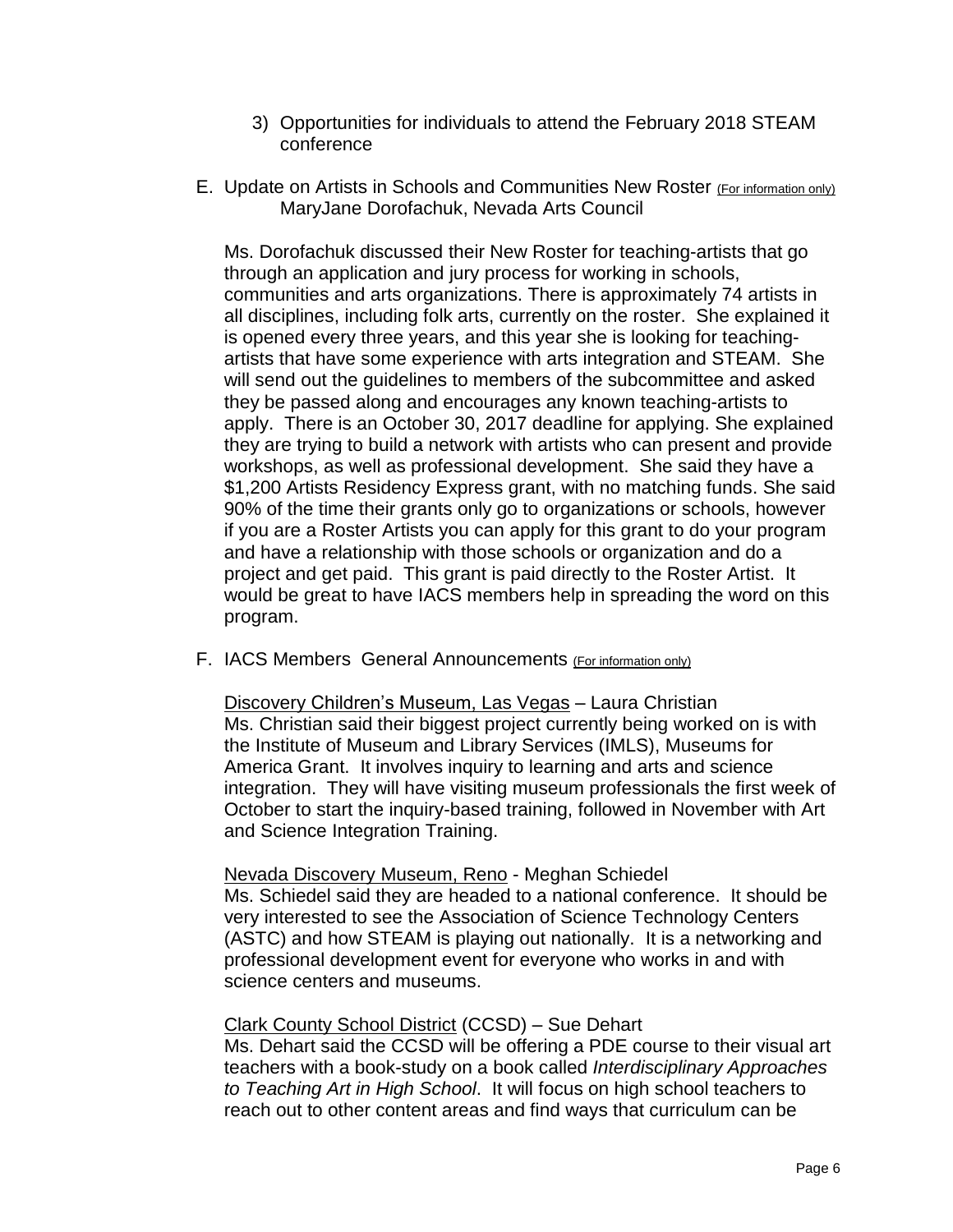3) Opportunities for individuals to attend the February 2018 STEAM conference

E. Update on Artists in Schools and Communities New Roster (For information only)
MaryJane Dorofachuk, Nevada Arts Council

Ms. Dorofachuk discussed their New Roster for teaching-artists that go through an application and jury process for working in schools, communities and arts organizations. There is approximately 74 artists in all disciplines, including folk arts, currently on the roster. She explained it is opened every three years, and this year she is looking for teaching-artists that have some experience with arts integration and STEAM. She will send out the guidelines to members of the subcommittee and asked they be passed along and encourages any known teaching-artists to apply. There is an October 30, 2017 deadline for applying. She explained they are trying to build a network with artists who can present and provide workshops, as well as professional development. She said they have a $1,200 Artists Residency Express grant, with no matching funds. She said 90% of the time their grants only go to organizations or schools, however if you are a Roster Artists you can apply for this grant to do your program and have a relationship with those schools or organization and do a project and get paid. This grant is paid directly to the Roster Artist. It would be great to have IACS members help in spreading the word on this program.

F. IACS Members General Announcements (For information only)

Discovery Children's Museum, Las Vegas – Laura Christian
Ms. Christian said their biggest project currently being worked on is with the Institute of Museum and Library Services (IMLS), Museums for America Grant. It involves inquiry to learning and arts and science integration. They will have visiting museum professionals the first week of October to start the inquiry-based training, followed in November with Art and Science Integration Training.

Nevada Discovery Museum, Reno - Meghan Schiedel
Ms. Schiedel said they are headed to a national conference. It should be very interested to see the Association of Science Technology Centers (ASTC) and how STEAM is playing out nationally. It is a networking and professional development event for everyone who works in and with science centers and museums.

Clark County School District (CCSD) – Sue Dehart
Ms. Dehart said the CCSD will be offering a PDE course to their visual art teachers with a book-study on a book called *Interdisciplinary Approaches to Teaching Art in High School*. It will focus on high school teachers to reach out to other content areas and find ways that curriculum can be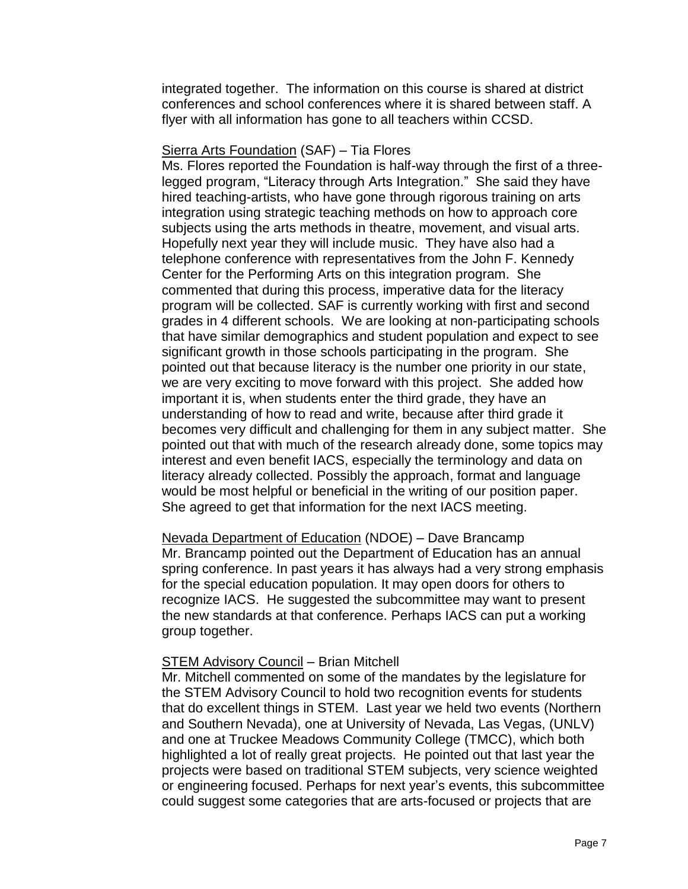integrated together. The information on this course is shared at district conferences and school conferences where it is shared between staff. A flyer with all information has gone to all teachers within CCSD.

<u>Sierra Arts Foundation</u> (SAF) – Tia Flores
Ms. Flores reported the Foundation is half-way through the first of a three-legged program, "Literacy through Arts Integration." She said they have hired teaching-artists, who have gone through rigorous training on arts integration using strategic teaching methods on how to approach core subjects using the arts methods in theatre, movement, and visual arts. Hopefully next year they will include music. They have also had a telephone conference with representatives from the John F. Kennedy Center for the Performing Arts on this integration program. She commented that during this process, imperative data for the literacy program will be collected. SAF is currently working with first and second grades in 4 different schools. We are looking at non-participating schools that have similar demographics and student population and expect to see significant growth in those schools participating in the program. She pointed out that because literacy is the number one priority in our state, we are very exciting to move forward with this project. She added how important it is, when students enter the third grade, they have an understanding of how to read and write, because after third grade it becomes very difficult and challenging for them in any subject matter. She pointed out that with much of the research already done, some topics may interest and even benefit IACS, especially the terminology and data on literacy already collected. Possibly the approach, format and language would be most helpful or beneficial in the writing of our position paper. She agreed to get that information for the next IACS meeting.

<u>Nevada Department of Education</u> (NDOE) – Dave Brancamp
Mr. Brancamp pointed out the Department of Education has an annual spring conference. In past years it has always had a very strong emphasis for the special education population. It may open doors for others to recognize IACS. He suggested the subcommittee may want to present the new standards at that conference. Perhaps IACS can put a working group together.

<u>STEM Advisory Council</u> – Brian Mitchell
Mr. Mitchell commented on some of the mandates by the legislature for the STEM Advisory Council to hold two recognition events for students that do excellent things in STEM. Last year we held two events (Northern and Southern Nevada), one at University of Nevada, Las Vegas, (UNLV) and one at Truckee Meadows Community College (TMCC), which both highlighted a lot of really great projects. He pointed out that last year the projects were based on traditional STEM subjects, very science weighted or engineering focused. Perhaps for next year's events, this subcommittee could suggest some categories that are arts-focused or projects that are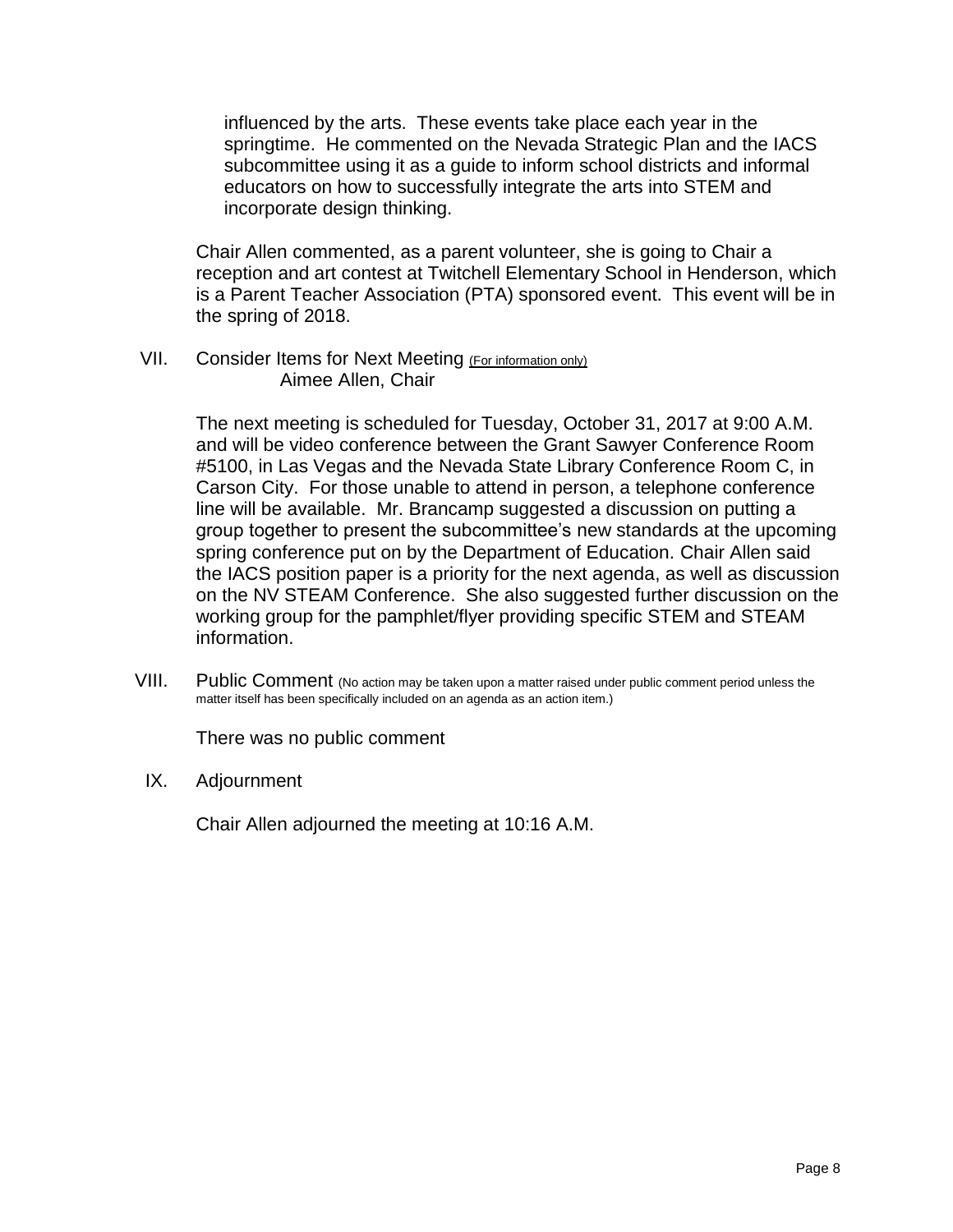influenced by the arts. These events take place each year in the springtime. He commented on the Nevada Strategic Plan and the IACS subcommittee using it as a guide to inform school districts and informal educators on how to successfully integrate the arts into STEM and incorporate design thinking.

Chair Allen commented, as a parent volunteer, she is going to Chair a reception and art contest at Twitchell Elementary School in Henderson, which is a Parent Teacher Association (PTA) sponsored event. This event will be in the spring of 2018.

VII. Consider Items for Next Meeting (For information only)
Aimee Allen, Chair

The next meeting is scheduled for Tuesday, October 31, 2017 at 9:00 A.M. and will be video conference between the Grant Sawyer Conference Room #5100, in Las Vegas and the Nevada State Library Conference Room C, in Carson City. For those unable to attend in person, a telephone conference line will be available. Mr. Brancamp suggested a discussion on putting a group together to present the subcommittee's new standards at the upcoming spring conference put on by the Department of Education. Chair Allen said the IACS position paper is a priority for the next agenda, as well as discussion on the NV STEAM Conference. She also suggested further discussion on the working group for the pamphlet/flyer providing specific STEM and STEAM information.

VIII. Public Comment (No action may be taken upon a matter raised under public comment period unless the matter itself has been specifically included on an agenda as an action item.)

There was no public comment

IX. Adjournment

Chair Allen adjourned the meeting at 10:16 A.M.